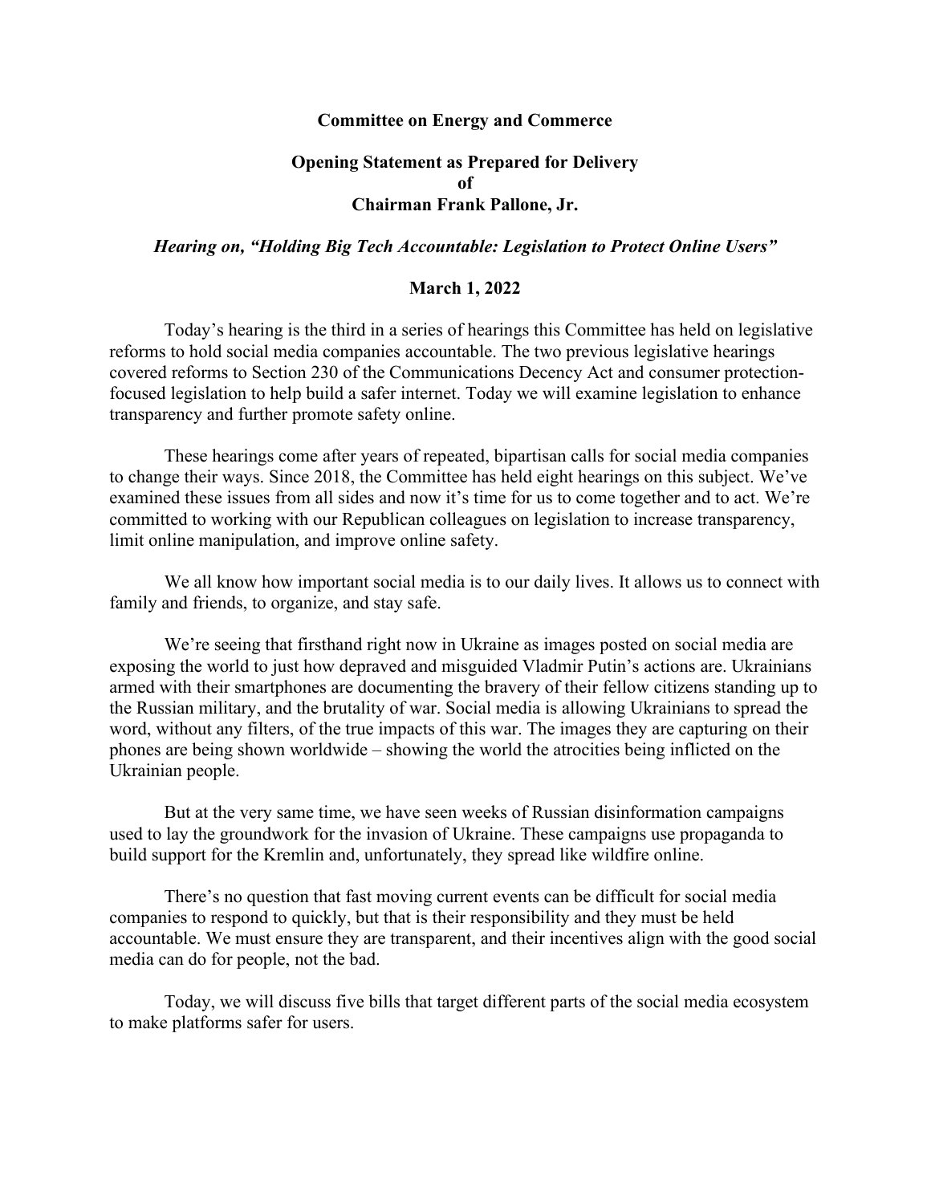**Committee on Energy and Commerce**

**Opening Statement as Prepared for Delivery**
**of**
**Chairman Frank Pallone, Jr.**

***Hearing on, "Holding Big Tech Accountable: Legislation to Protect Online Users"***

**March 1, 2022**

Today's hearing is the third in a series of hearings this Committee has held on legislative reforms to hold social media companies accountable. The two previous legislative hearings covered reforms to Section 230 of the Communications Decency Act and consumer protection-focused legislation to help build a safer internet. Today we will examine legislation to enhance transparency and further promote safety online.

These hearings come after years of repeated, bipartisan calls for social media companies to change their ways. Since 2018, the Committee has held eight hearings on this subject. We've examined these issues from all sides and now it's time for us to come together and to act. We're committed to working with our Republican colleagues on legislation to increase transparency, limit online manipulation, and improve online safety.

We all know how important social media is to our daily lives. It allows us to connect with family and friends, to organize, and stay safe.

We're seeing that firsthand right now in Ukraine as images posted on social media are exposing the world to just how depraved and misguided Vladmir Putin's actions are. Ukrainians armed with their smartphones are documenting the bravery of their fellow citizens standing up to the Russian military, and the brutality of war. Social media is allowing Ukrainians to spread the word, without any filters, of the true impacts of this war. The images they are capturing on their phones are being shown worldwide – showing the world the atrocities being inflicted on the Ukrainian people.

But at the very same time, we have seen weeks of Russian disinformation campaigns used to lay the groundwork for the invasion of Ukraine. These campaigns use propaganda to build support for the Kremlin and, unfortunately, they spread like wildfire online.

There's no question that fast moving current events can be difficult for social media companies to respond to quickly, but that is their responsibility and they must be held accountable. We must ensure they are transparent, and their incentives align with the good social media can do for people, not the bad.

Today, we will discuss five bills that target different parts of the social media ecosystem to make platforms safer for users.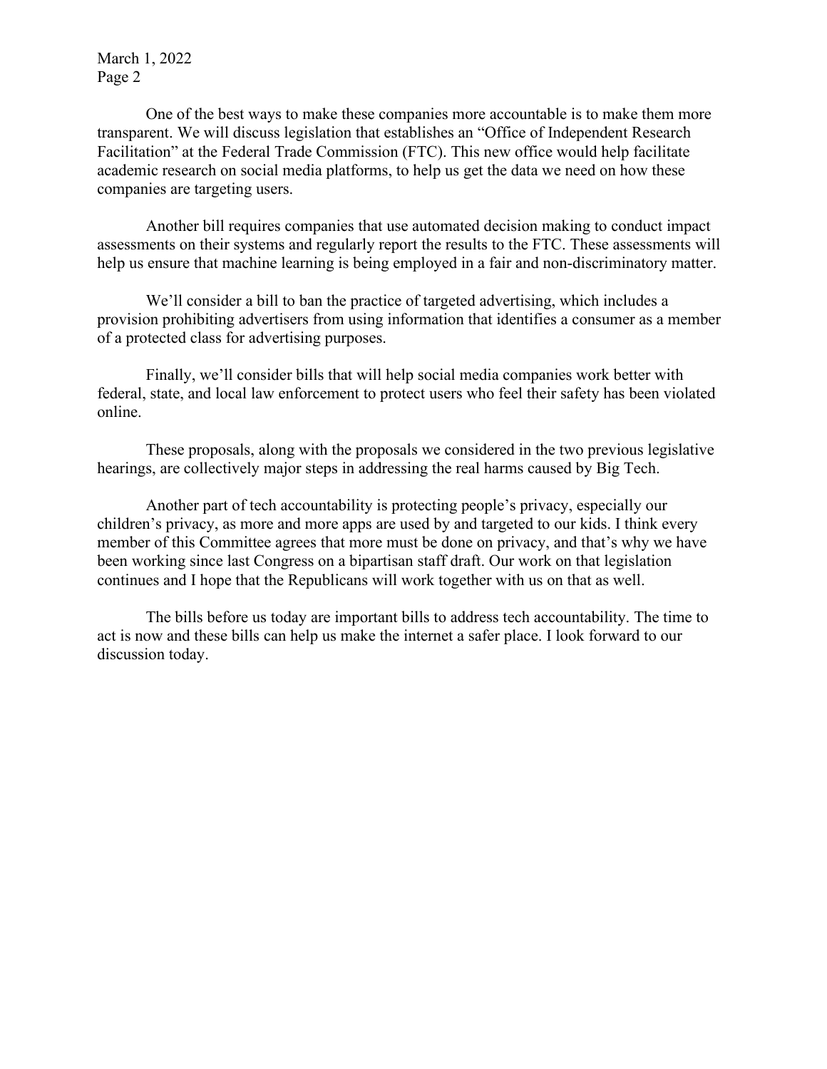One of the best ways to make these companies more accountable is to make them more transparent. We will discuss legislation that establishes an "Office of Independent Research Facilitation" at the Federal Trade Commission (FTC). This new office would help facilitate academic research on social media platforms, to help us get the data we need on how these companies are targeting users.

Another bill requires companies that use automated decision making to conduct impact assessments on their systems and regularly report the results to the FTC. These assessments will help us ensure that machine learning is being employed in a fair and non-discriminatory matter.

We'll consider a bill to ban the practice of targeted advertising, which includes a provision prohibiting advertisers from using information that identifies a consumer as a member of a protected class for advertising purposes.

Finally, we'll consider bills that will help social media companies work better with federal, state, and local law enforcement to protect users who feel their safety has been violated online.

These proposals, along with the proposals we considered in the two previous legislative hearings, are collectively major steps in addressing the real harms caused by Big Tech.

Another part of tech accountability is protecting people's privacy, especially our children's privacy, as more and more apps are used by and targeted to our kids. I think every member of this Committee agrees that more must be done on privacy, and that's why we have been working since last Congress on a bipartisan staff draft. Our work on that legislation continues and I hope that the Republicans will work together with us on that as well.

The bills before us today are important bills to address tech accountability. The time to act is now and these bills can help us make the internet a safer place. I look forward to our discussion today.